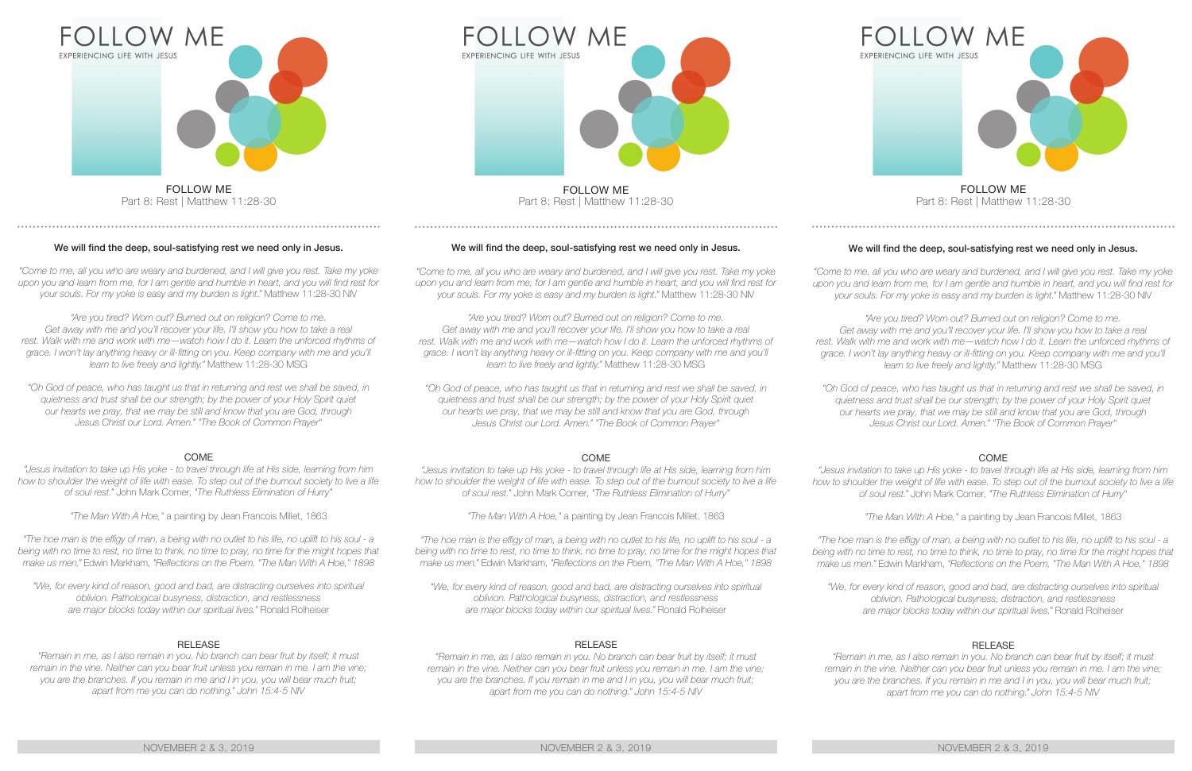# FOLLOW ME

EXPERIENCING LIFE WITH JESUS

FOLLOW ME
Part 8: Rest | Matthew 11:28-30

**We will find the deep, soul-satisfying rest we need only in Jesus.**

*"Come to me, all you who are weary and burdened, and I will give you rest. Take my yoke upon you and learn from me, for I am gentle and humble in heart, and you will find rest for your souls. For my yoke is easy and my burden is light."* Matthew 11:28-30 NIV

*"Are you tired? Worn out? Burned out on religion? Come to me. Get away with me and you'll recover your life. I'll show you how to take a real rest. Walk with me and work with me—watch how I do it. Learn the unforced rhythms of grace. I won't lay anything heavy or ill-fitting on you. Keep company with me and you'll learn to live freely and lightly."* Matthew 11:28-30 MSG

*"Oh God of peace, who has taught us that in returning and rest we shall be saved, in quietness and trust shall be our strength; by the power of your Holy Spirit quiet our hearts we pray, that we may be still and know that you are God, through Jesus Christ our Lord. Amen." "The Book of Common Prayer"*

COME

*"Jesus invitation to take up His yoke - to travel through life at His side, learning from him how to shoulder the weight of life with ease. To step out of the burnout society to live a life of soul rest."* John Mark Comer, *"The Ruthless Elimination of Hurry"*

*"The Man With A Hoe,"* a painting by Jean Francois Millet, 1863

*"The hoe man is the effigy of man, a being with no outlet to his life, no uplift to his soul - a being with no time to rest, no time to think, no time to pray, no time for the might hopes that make us men."* Edwin Markham, *"Reflections on the Poem, "The Man With A Hoe," 1898*

*"We, for every kind of reason, good and bad, are distracting ourselves into spiritual oblivion. Pathological busyness, distraction, and restlessness are major blocks today within our spiritual lives."* Ronald Rolheiser

RELEASE

*"Remain in me, as I also remain in you. No branch can bear fruit by itself; it must remain in the vine. Neither can you bear fruit unless you remain in me. I am the vine; you are the branches. If you remain in me and I in you, you will bear much fruit; apart from me you can do nothing." John 15:4-5 NIV*

NOVEMBER 2 & 3, 2019

---

# FOLLOW ME

EXPERIENCING LIFE WITH JESUS

FOLLOW ME
Part 8: Rest | Matthew 11:28-30

**We will find the deep, soul-satisfying rest we need only in Jesus.**

*"Come to me, all you who are weary and burdened, and I will give you rest. Take my yoke upon you and learn from me, for I am gentle and humble in heart, and you will find rest for your souls. For my yoke is easy and my burden is light."* Matthew 11:28-30 NIV

*"Are you tired? Worn out? Burned out on religion? Come to me. Get away with me and you'll recover your life. I'll show you how to take a real rest. Walk with me and work with me—watch how I do it. Learn the unforced rhythms of grace. I won't lay anything heavy or ill-fitting on you. Keep company with me and you'll learn to live freely and lightly."* Matthew 11:28-30 MSG

*"Oh God of peace, who has taught us that in returning and rest we shall be saved, in quietness and trust shall be our strength; by the power of your Holy Spirit quiet our hearts we pray, that we may be still and know that you are God, through Jesus Christ our Lord. Amen." "The Book of Common Prayer"*

COME

*"Jesus invitation to take up His yoke - to travel through life at His side, learning from him how to shoulder the weight of life with ease. To step out of the burnout society to live a life of soul rest."* John Mark Comer, *"The Ruthless Elimination of Hurry"*

*"The Man With A Hoe,"* a painting by Jean Francois Millet, 1863

*"The hoe man is the effigy of man, a being with no outlet to his life, no uplift to his soul - a being with no time to rest, no time to think, no time to pray, no time for the might hopes that make us men."* Edwin Markham, *"Reflections on the Poem, "The Man With A Hoe," 1898*

*"We, for every kind of reason, good and bad, are distracting ourselves into spiritual oblivion. Pathological busyness, distraction, and restlessness are major blocks today within our spiritual lives."* Ronald Rolheiser

RELEASE

*"Remain in me, as I also remain in you. No branch can bear fruit by itself; it must remain in the vine. Neither can you bear fruit unless you remain in me. I am the vine; you are the branches. If you remain in me and I in you, you will bear much fruit; apart from me you can do nothing." John 15:4-5 NIV*

NOVEMBER 2 & 3, 2019

---

# FOLLOW ME

EXPERIENCING LIFE WITH JESUS

FOLLOW ME
Part 8: Rest | Matthew 11:28-30

**We will find the deep, soul-satisfying rest we need only in Jesus.**

*"Come to me, all you who are weary and burdened, and I will give you rest. Take my yoke upon you and learn from me, for I am gentle and humble in heart, and you will find rest for your souls. For my yoke is easy and my burden is light."* Matthew 11:28-30 NIV

*"Are you tired? Worn out? Burned out on religion? Come to me. Get away with me and you'll recover your life. I'll show you how to take a real rest. Walk with me and work with me—watch how I do it. Learn the unforced rhythms of grace. I won't lay anything heavy or ill-fitting on you. Keep company with me and you'll learn to live freely and lightly."* Matthew 11:28-30 MSG

*"Oh God of peace, who has taught us that in returning and rest we shall be saved, in quietness and trust shall be our strength; by the power of your Holy Spirit quiet our hearts we pray, that we may be still and know that you are God, through Jesus Christ our Lord. Amen." "The Book of Common Prayer"*

COME

*"Jesus invitation to take up His yoke - to travel through life at His side, learning from him how to shoulder the weight of life with ease. To step out of the burnout society to live a life of soul rest."* John Mark Comer, *"The Ruthless Elimination of Hurry"*

*"The Man With A Hoe,"* a painting by Jean Francois Millet, 1863

*"The hoe man is the effigy of man, a being with no outlet to his life, no uplift to his soul - a being with no time to rest, no time to think, no time to pray, no time for the might hopes that make us men."* Edwin Markham, *"Reflections on the Poem, "The Man With A Hoe," 1898*

*"We, for every kind of reason, good and bad, are distracting ourselves into spiritual oblivion. Pathological busyness, distraction, and restlessness are major blocks today within our spiritual lives."* Ronald Rolheiser

RELEASE

*"Remain in me, as I also remain in you. No branch can bear fruit by itself; it must remain in the vine. Neither can you bear fruit unless you remain in me. I am the vine; you are the branches. If you remain in me and I in you, you will bear much fruit; apart from me you can do nothing." John 15:4-5 NIV*

NOVEMBER 2 & 3, 2019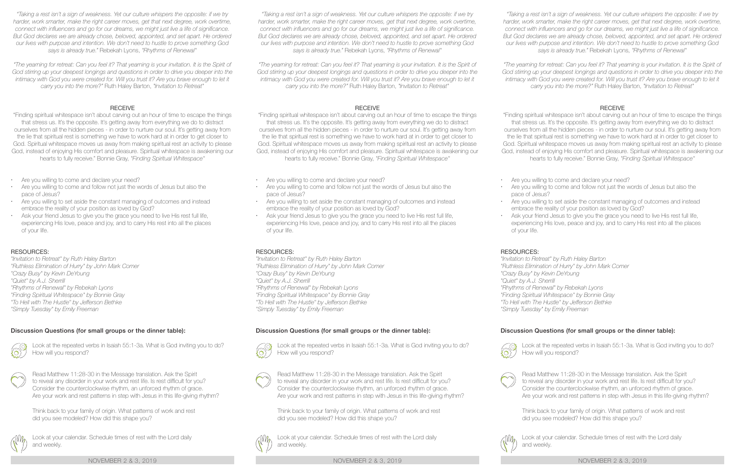*"Taking a rest isn't a sign of weakness. Yet our culture whispers the opposite: if we try harder, work smarter, make the right career moves, get that next degree, work overtime, connect with influencers and go for our dreams, we might just live a life of significance. But God declares we are already chose, beloved, appointed, and set apart. He ordered our lives with purpose and intention. We don't need to hustle to prove something God says is already true."* Rebekah Lyons, *"Rhythms of Renewal"*

*"The yearning for retreat: Can you feel it? That yearning is your invitation. It is the Spirit of God stirring up your deepest longings and questions in order to drive you deeper into the intimacy with God you were created for. Will you trust it? Are you brave enough to let it carry you into the more?"* Ruth Haley Barton, *"Invitation to Retreat"*

## RECEIVE

"Finding spiritual whitespace isn't about carving out an hour of time to escape the things that stress us. It's the opposite. It's getting away from everything we do to distract ourselves from all the hidden pieces - in order to nurture our soul. It's getting away from the lie that spiritual rest is something we have to work hard at in order to get closer to God. Spiritual whitespace moves us away from making spiritual rest an activity to please God, instead of enjoying His comfort and pleasure. Spiritual whitespace is awakening our hearts to fully receive." Bonnie Gray, *"Finding Spiritual Whitespace"*

- Are you willing to come and declare your need?
- Are you willing to come and follow not just the words of Jesus but also the pace of Jesus?
- Are you willing to set aside the constant managing of outcomes and instead embrace the reality of your position as loved by God?
- Ask your friend Jesus to give you the grace you need to live His rest full life, experiencing His love, peace and joy, and to carry His rest into all the places of your life.

## RESOURCES:

*"Invitation to Retreat" by Ruth Haley Barton*
*"Ruthless Elimination of Hurry" by John Mark Comer*
*"Crazy Busy" by Kevin DeYoung*
*"Quiet" by A.J. Sherrill*
*"Rhythms of Renewal" by Rebekah Lyons*
*"Finding Spiritual Whitespace" by Bonnie Gray*
*"To Hell with The Hustle" by Jefferson Bethke*
*"Simply Tuesday" by Emily Freeman*

## Discussion Questions (for small groups or the dinner table):

Look at the repeated verbs in Isaiah 55:1-3a. What is God inviting you to do? How will you respond?

Read Matthew 11:28-30 in the Message translation. Ask the Spirit to reveal any disorder in your work and rest life. Is rest difficult for you? Consider the counterclockwise rhythm, an unforced rhythm of grace. Are your work and rest patterns in step with Jesus in this life-giving rhythm?

Think back to your family of origin. What patterns of work and rest did you see modeled? How did this shape you?

Look at your calendar. Schedule times of rest with the Lord daily and weekly.

NOVEMBER 2 & 3, 2019

*"Taking a rest isn't a sign of weakness. Yet our culture whispers the opposite: if we try harder, work smarter, make the right career moves, get that next degree, work overtime, connect with influencers and go for our dreams, we might just live a life of significance. But God declares we are already chose, beloved, appointed, and set apart. He ordered our lives with purpose and intention. We don't need to hustle to prove something God says is already true."* Rebekah Lyons, *"Rhythms of Renewal"*

*"The yearning for retreat: Can you feel it? That yearning is your invitation. It is the Spirit of God stirring up your deepest longings and questions in order to drive you deeper into the intimacy with God you were created for. Will you trust it? Are you brave enough to let it carry you into the more?"* Ruth Haley Barton, *"Invitation to Retreat"*

## RECEIVE

"Finding spiritual whitespace isn't about carving out an hour of time to escape the things that stress us. It's the opposite. It's getting away from everything we do to distract ourselves from all the hidden pieces - in order to nurture our soul. It's getting away from the lie that spiritual rest is something we have to work hard at in order to get closer to God. Spiritual whitespace moves us away from making spiritual rest an activity to please God, instead of enjoying His comfort and pleasure. Spiritual whitespace is awakening our hearts to fully receive." Bonnie Gray, *"Finding Spiritual Whitespace"*

- Are you willing to come and declare your need?
- Are you willing to come and follow not just the words of Jesus but also the pace of Jesus?
- Are you willing to set aside the constant managing of outcomes and instead embrace the reality of your position as loved by God?
- Ask your friend Jesus to give you the grace you need to live His rest full life, experiencing His love, peace and joy, and to carry His rest into all the places of your life.

## RESOURCES:

*"Invitation to Retreat" by Ruth Haley Barton*
*"Ruthless Elimination of Hurry" by John Mark Comer*
*"Crazy Busy" by Kevin DeYoung*
*"Quiet" by A.J. Sherrill*
*"Rhythms of Renewal" by Rebekah Lyons*
*"Finding Spiritual Whitespace" by Bonnie Gray*
*"To Hell with The Hustle" by Jefferson Bethke*
*"Simply Tuesday" by Emily Freeman*

## Discussion Questions (for small groups or the dinner table):

Look at the repeated verbs in Isaiah 55:1-3a. What is God inviting you to do? How will you respond?

Read Matthew 11:28-30 in the Message translation. Ask the Spirit to reveal any disorder in your work and rest life. Is rest difficult for you? Consider the counterclockwise rhythm, an unforced rhythm of grace. Are your work and rest patterns in step with Jesus in this life-giving rhythm?

Think back to your family of origin. What patterns of work and rest did you see modeled? How did this shape you?

Look at your calendar. Schedule times of rest with the Lord daily and weekly.

NOVEMBER 2 & 3, 2019

*"Taking a rest isn't a sign of weakness. Yet our culture whispers the opposite: if we try harder, work smarter, make the right career moves, get that next degree, work overtime, connect with influencers and go for our dreams, we might just live a life of significance. But God declares we are already chose, beloved, appointed, and set apart. He ordered our lives with purpose and intention. We don't need to hustle to prove something God says is already true."* Rebekah Lyons, *"Rhythms of Renewal"*

*"The yearning for retreat: Can you feel it? That yearning is your invitation. It is the Spirit of God stirring up your deepest longings and questions in order to drive you deeper into the intimacy with God you were created for. Will you trust it? Are you brave enough to let it carry you into the more?"* Ruth Haley Barton, *"Invitation to Retreat"*

## RECEIVE

"Finding spiritual whitespace isn't about carving out an hour of time to escape the things that stress us. It's the opposite. It's getting away from everything we do to distract ourselves from all the hidden pieces - in order to nurture our soul. It's getting away from the lie that spiritual rest is something we have to work hard at in order to get closer to God. Spiritual whitespace moves us away from making spiritual rest an activity to please God, instead of enjoying His comfort and pleasure. Spiritual whitespace is awakening our hearts to fully receive." Bonnie Gray, *"Finding Spiritual Whitespace"*

- Are you willing to come and declare your need?
- Are you willing to come and follow not just the words of Jesus but also the pace of Jesus?
- Are you willing to set aside the constant managing of outcomes and instead embrace the reality of your position as loved by God?
- Ask your friend Jesus to give you the grace you need to live His rest full life, experiencing His love, peace and joy, and to carry His rest into all the places of your life.

## RESOURCES:

*"Invitation to Retreat" by Ruth Haley Barton*
*"Ruthless Elimination of Hurry" by John Mark Comer*
*"Crazy Busy" by Kevin DeYoung*
*"Quiet" by A.J. Sherrill*
*"Rhythms of Renewal" by Rebekah Lyons*
*"Finding Spiritual Whitespace" by Bonnie Gray*
*"To Hell with The Hustle" by Jefferson Bethke*
*"Simply Tuesday" by Emily Freeman*

## Discussion Questions (for small groups or the dinner table):

Look at the repeated verbs in Isaiah 55:1-3a. What is God inviting you to do? How will you respond?

Read Matthew 11:28-30 in the Message translation. Ask the Spirit to reveal any disorder in your work and rest life. Is rest difficult for you? Consider the counterclockwise rhythm, an unforced rhythm of grace. Are your work and rest patterns in step with Jesus in this life-giving rhythm?

Think back to your family of origin. What patterns of work and rest did you see modeled? How did this shape you?

Look at your calendar. Schedule times of rest with the Lord daily and weekly.

NOVEMBER 2 & 3, 2019